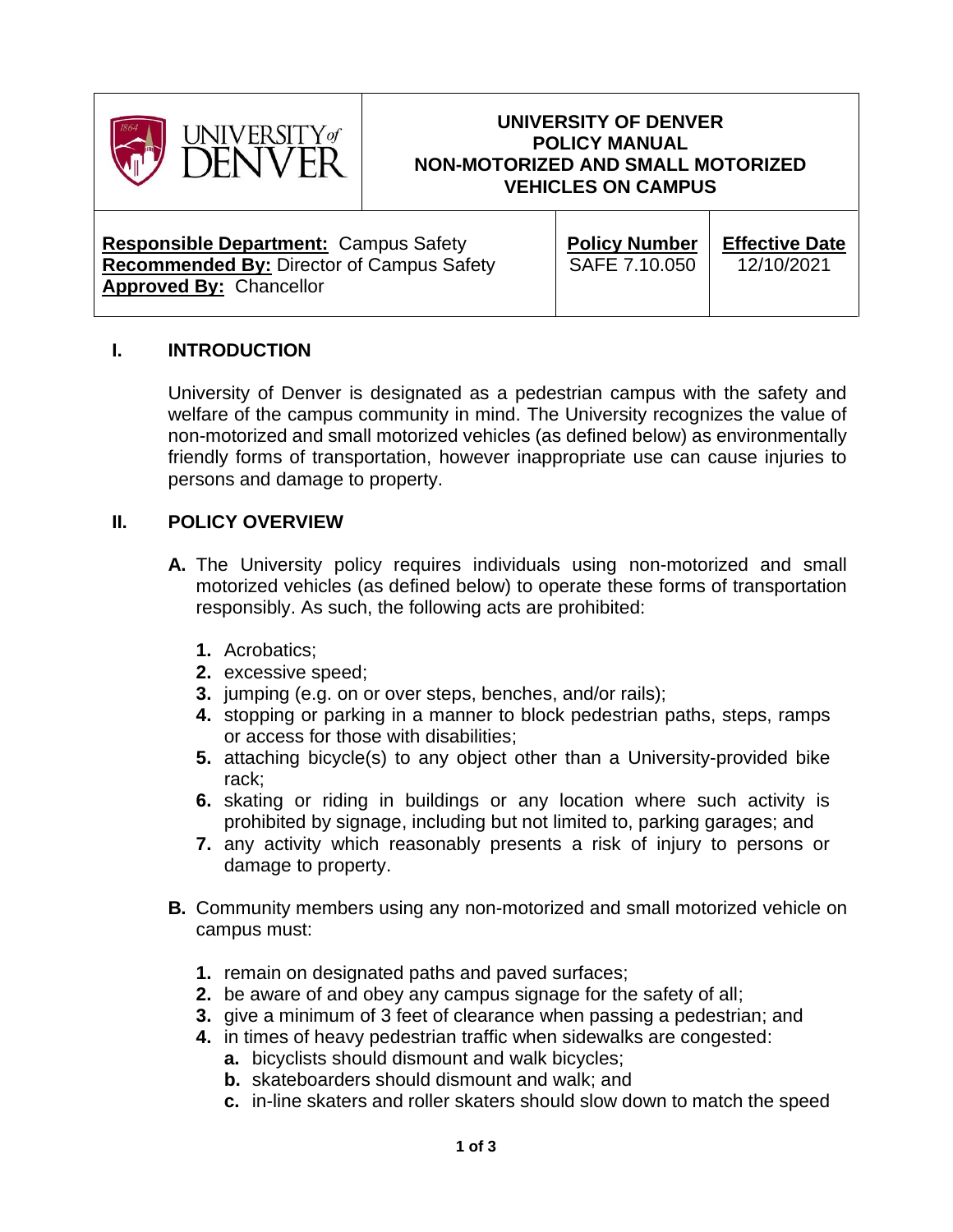| UNIVERSITY OF DENVER | UNIVERSITY OF DENVER POLICY MANUAL NON-MOTORIZED AND SMALL MOTORIZED VEHICLES ON CAMPUS | |
|---|---|---|
| **Responsible Department:** Campus Safety<br>**Recommended By:** Director of Campus Safety<br>**Approved By:** Chancellor | **Policy Number**<br>SAFE 7.10.050 | **Effective Date**<br>12/10/2021 |

## I. INTRODUCTION

University of Denver is designated as a pedestrian campus with the safety and welfare of the campus community in mind. The University recognizes the value of non-motorized and small motorized vehicles (as defined below) as environmentally friendly forms of transportation, however inappropriate use can cause injuries to persons and damage to property.

## II. POLICY OVERVIEW

**A.** The University policy requires individuals using non-motorized and small motorized vehicles (as defined below) to operate these forms of transportation responsibly. As such, the following acts are prohibited:

1. Acrobatics;
2. excessive speed;
3. jumping (e.g. on or over steps, benches, and/or rails);
4. stopping or parking in a manner to block pedestrian paths, steps, ramps or access for those with disabilities;
5. attaching bicycle(s) to any object other than a University-provided bike rack;
6. skating or riding in buildings or any location where such activity is prohibited by signage, including but not limited to, parking garages; and
7. any activity which reasonably presents a risk of injury to persons or damage to property.

**B.** Community members using any non-motorized and small motorized vehicle on campus must:

1. remain on designated paths and paved surfaces;
2. be aware of and obey any campus signage for the safety of all;
3. give a minimum of 3 feet of clearance when passing a pedestrian; and
4. in times of heavy pedestrian traffic when sidewalks are congested:
   a. bicyclists should dismount and walk bicycles;
   b. skateboarders should dismount and walk; and
   c. in-line skaters and roller skaters should slow down to match the speed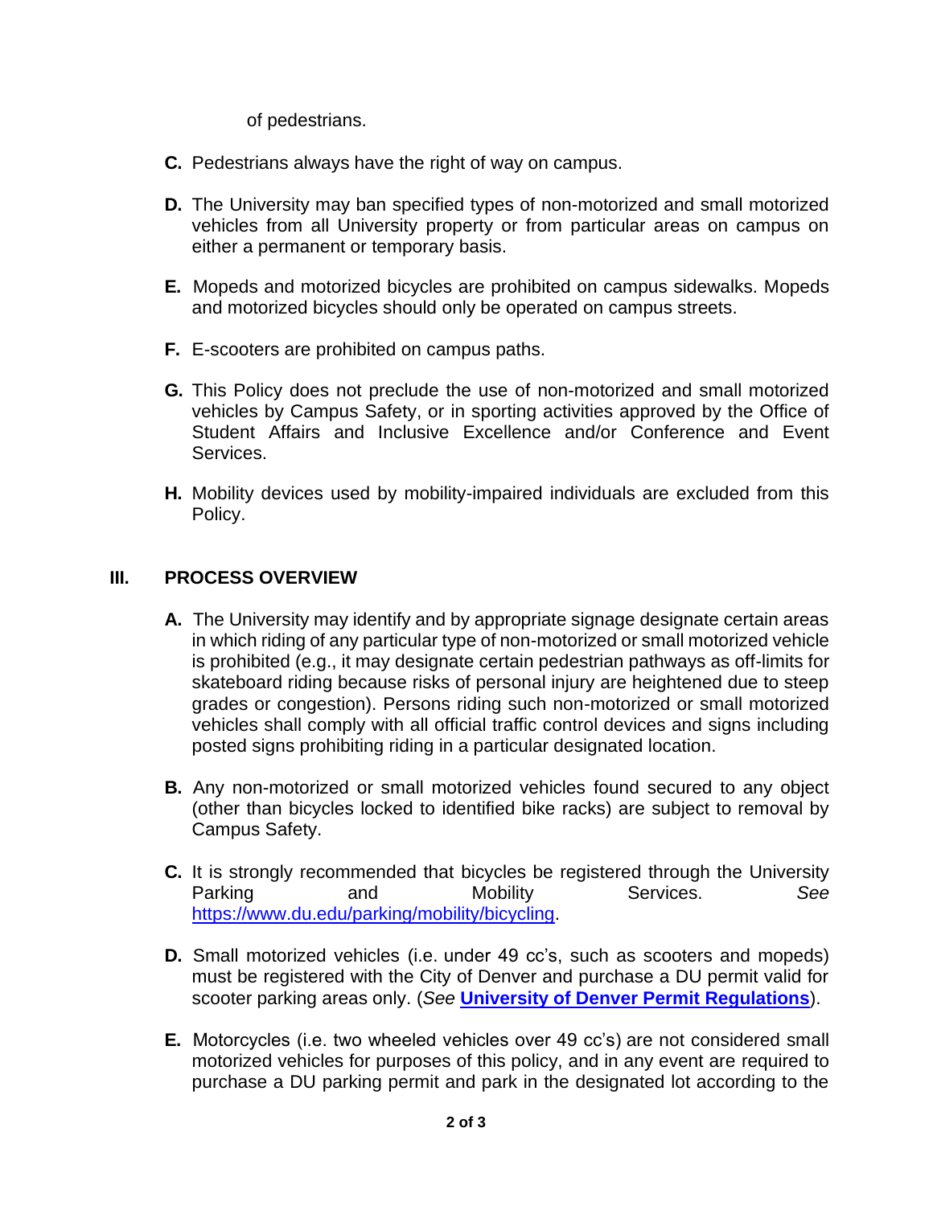of pedestrians.

**C.** Pedestrians always have the right of way on campus.

**D.** The University may ban specified types of non-motorized and small motorized vehicles from all University property or from particular areas on campus on either a permanent or temporary basis.

**E.** Mopeds and motorized bicycles are prohibited on campus sidewalks. Mopeds and motorized bicycles should only be operated on campus streets.

**F.** E-scooters are prohibited on campus paths.

**G.** This Policy does not preclude the use of non-motorized and small motorized vehicles by Campus Safety, or in sporting activities approved by the Office of Student Affairs and Inclusive Excellence and/or Conference and Event Services.

**H.** Mobility devices used by mobility-impaired individuals are excluded from this Policy.

## III. PROCESS OVERVIEW

**A.** The University may identify and by appropriate signage designate certain areas in which riding of any particular type of non-motorized or small motorized vehicle is prohibited (e.g., it may designate certain pedestrian pathways as off-limits for skateboard riding because risks of personal injury are heightened due to steep grades or congestion). Persons riding such non-motorized or small motorized vehicles shall comply with all official traffic control devices and signs including posted signs prohibiting riding in a particular designated location.

**B.** Any non-motorized or small motorized vehicles found secured to any object (other than bicycles locked to identified bike racks) are subject to removal by Campus Safety.

**C.** It is strongly recommended that bicycles be registered through the University Parking and Mobility Services. *See* [https://www.du.edu/parking/mobility/bicycling](https://www.du.edu/parking/mobility/bicycling).

**D.** Small motorized vehicles (i.e. under 49 cc's, such as scooters and mopeds) must be registered with the City of Denver and purchase a DU permit valid for scooter parking areas only. (*See* **University of Denver Permit Regulations**).

**E.** Motorcycles (i.e. two wheeled vehicles over 49 cc's) are not considered small motorized vehicles for purposes of this policy, and in any event are required to purchase a DU parking permit and park in the designated lot according to the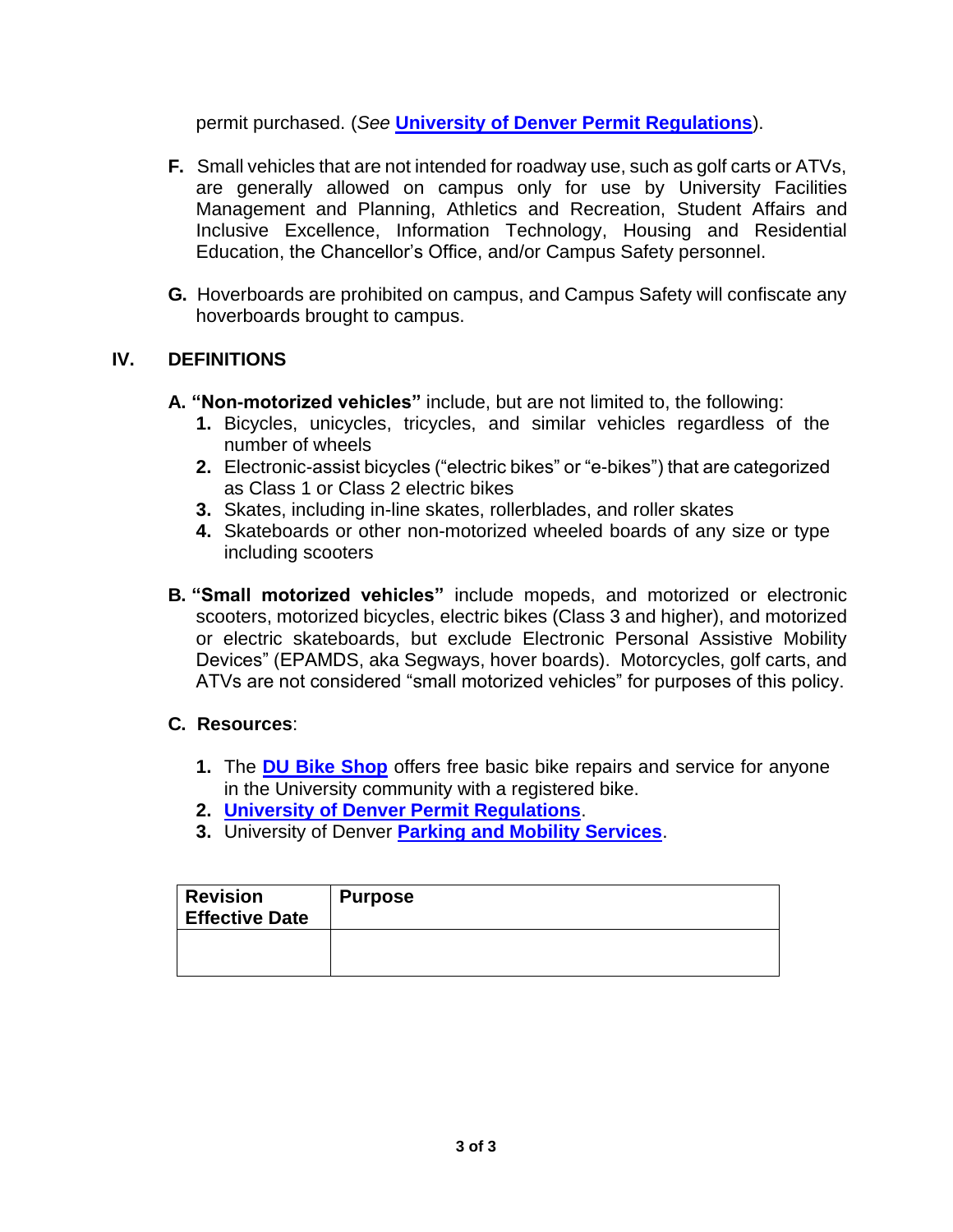permit purchased. (*See* **University of Denver Permit Regulations**).

**F.** Small vehicles that are not intended for roadway use, such as golf carts or ATVs, are generally allowed on campus only for use by University Facilities Management and Planning, Athletics and Recreation, Student Affairs and Inclusive Excellence, Information Technology, Housing and Residential Education, the Chancellor's Office, and/or Campus Safety personnel.

**G.** Hoverboards are prohibited on campus, and Campus Safety will confiscate any hoverboards brought to campus.

## IV. DEFINITIONS

**A. "Non-motorized vehicles"** include, but are not limited to, the following:

1. Bicycles, unicycles, tricycles, and similar vehicles regardless of the number of wheels
2. Electronic-assist bicycles ("electric bikes" or "e-bikes") that are categorized as Class 1 or Class 2 electric bikes
3. Skates, including in-line skates, rollerblades, and roller skates
4. Skateboards or other non-motorized wheeled boards of any size or type including scooters

**B. "Small motorized vehicles"** include mopeds, and motorized or electronic scooters, motorized bicycles, electric bikes (Class 3 and higher), and motorized or electric skateboards, but exclude Electronic Personal Assistive Mobility Devices" (EPAMDS, aka Segways, hover boards). Motorcycles, golf carts, and ATVs are not considered "small motorized vehicles" for purposes of this policy.

**C. Resources**:

1. The **DU Bike Shop** offers free basic bike repairs and service for anyone in the University community with a registered bike.
2. **University of Denver Permit Regulations**.
3. University of Denver **Parking and Mobility Services**.

| Revision Effective Date | Purpose |
|---|---|
| | |